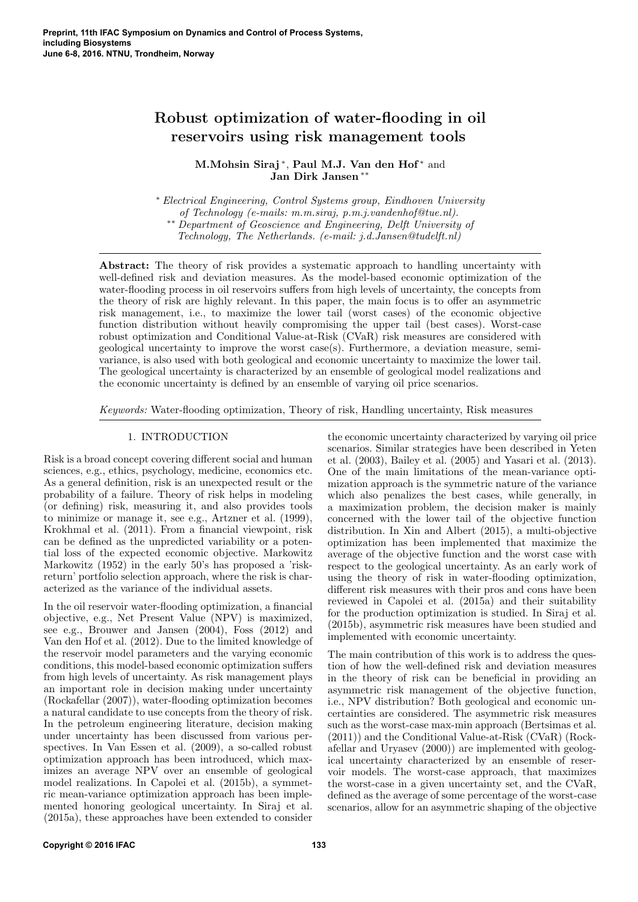# Robust optimization of water-flooding in oil reservoirs using risk management tools

**M.Mohsin Siraj** [*], **Paul M.J. Van den Hof** [*] and **Jan Dirk Jansen** [**]

[*] *Electrical Engineering, Control Systems group, Eindhoven University of Technology (e-mails: m.m.siraj, p.m.j.vandenhof@tue.nl).*

[**] *Department of Geoscience and Engineering, Delft University of Technology, The Netherlands. (e-mail: j.d.Jansen@tudelft.nl)*

---

**Abstract:** The theory of risk provides a systematic approach to handling uncertainty with well-defined risk and deviation measures. As the model-based economic optimization of the water-flooding process in oil reservoirs suffers from high levels of uncertainty, the concepts from the theory of risk are highly relevant. In this paper, the main focus is to offer an asymmetric risk management, i.e., to maximize the lower tail (worst cases) of the economic objective function distribution without heavily compromising the upper tail (best cases). Worst-case robust optimization and Conditional Value-at-Risk (CVaR) risk measures are considered with geological uncertainty to improve the worst case(s). Furthermore, a deviation measure, semi-variance, is also used with both geological and economic uncertainty to maximize the lower tail. The geological uncertainty is characterized by an ensemble of geological model realizations and the economic uncertainty is defined by an ensemble of varying oil price scenarios.

*Keywords:* Water-flooding optimization, Theory of risk, Handling uncertainty, Risk measures

---

## 1. INTRODUCTION

Risk is a broad concept covering different social and human sciences, e.g., ethics, psychology, medicine, economics etc. As a general definition, risk is an unexpected result or the probability of a failure. Theory of risk helps in modeling (or defining) risk, measuring it, and also provides tools to minimize or manage it, see e.g., Artzner et al. (1999), Krokhmal et al. (2011). From a financial viewpoint, risk can be defined as the unpredicted variability or a potential loss of the expected economic objective. Markowitz Markowitz (1952) in the early 50's has proposed a 'risk-return' portfolio selection approach, where the risk is characterized as the variance of the individual assets.

In the oil reservoir water-flooding optimization, a financial objective, e.g., Net Present Value (NPV) is maximized, see e.g., Brouwer and Jansen (2004), Foss (2012) and Van den Hof et al. (2012). Due to the limited knowledge of the reservoir model parameters and the varying economic conditions, this model-based economic optimization suffers from high levels of uncertainty. As risk management plays an important role in decision making under uncertainty (Rockafellar (2007)), water-flooding optimization becomes a natural candidate to use concepts from the theory of risk. In the petroleum engineering literature, decision making under uncertainty has been discussed from various perspectives. In Van Essen et al. (2009), a so-called robust optimization approach has been introduced, which maximizes an average NPV over an ensemble of geological model realizations. In Capolei et al. (2015b), a symmetric mean-variance optimization approach has been implemented honoring geological uncertainty. In Siraj et al. (2015a), these approaches have been extended to consider the economic uncertainty characterized by varying oil price scenarios. Similar strategies have been described in Yeten et al. (2003), Bailey et al. (2005) and Yasari et al. (2013). One of the main limitations of the mean-variance optimization approach is the symmetric nature of the variance which also penalizes the best cases, while generally, in a maximization problem, the decision maker is mainly concerned with the lower tail of the objective function distribution. In Xin and Albert (2015), a multi-objective optimization has been implemented that maximize the average of the objective function and the worst case with respect to the geological uncertainty. As an early work of using the theory of risk in water-flooding optimization, different risk measures with their pros and cons have been reviewed in Capolei et al. (2015a) and their suitability for the production optimization is studied. In Siraj et al. (2015b), asymmetric risk measures have been studied and implemented with economic uncertainty.

The main contribution of this work is to address the question of how the well-defined risk and deviation measures in the theory of risk can be beneficial in providing an asymmetric risk management of the objective function, i.e., NPV distribution? Both geological and economic uncertainties are considered. The asymmetric risk measures such as the worst-case max-min approach (Bertsimas et al. (2011)) and the Conditional Value-at-Risk (CVaR) (Rockafellar and Uryasev (2000)) are implemented with geological uncertainty characterized by an ensemble of reservoir models. The worst-case approach, that maximizes the worst-case in a given uncertainty set, and the CVaR, defined as the average of some percentage of the worst-case scenarios, allow for an asymmetric shaping of the objective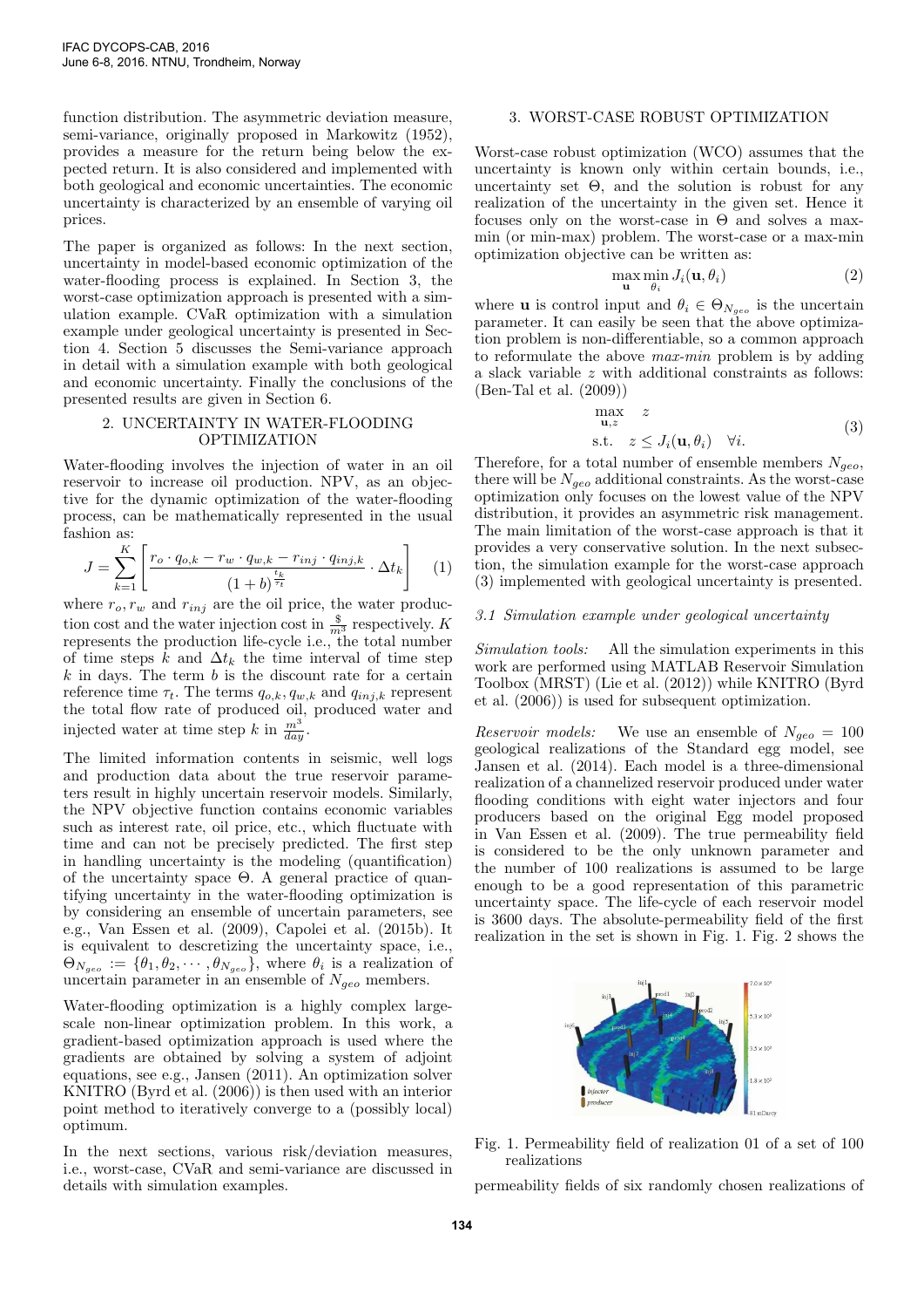function distribution. The asymmetric deviation measure, semi-variance, originally proposed in Markowitz (1952), provides a measure for the return being below the expected return. It is also considered and implemented with both geological and economic uncertainties. The economic uncertainty is characterized by an ensemble of varying oil prices.

The paper is organized as follows: In the next section, uncertainty in model-based economic optimization of the water-flooding process is explained. In Section 3, the worst-case optimization approach is presented with a simulation example. CVaR optimization with a simulation example under geological uncertainty is presented in Section 4. Section 5 discusses the Semi-variance approach in detail with a simulation example with both geological and economic uncertainty. Finally the conclusions of the presented results are given in Section 6.

## 2. UNCERTAINTY IN WATER-FLOODING OPTIMIZATION

Water-flooding involves the injection of water in an oil reservoir to increase oil production. NPV, as an objective for the dynamic optimization of the water-flooding process, can be mathematically represented in the usual fashion as:

$$J = \sum_{k=1}^{K} \left[ \frac{r_o \cdot q_{o,k} - r_w \cdot q_{w,k} - r_{inj} \cdot q_{inj,k}}{(1+b)^{\frac{t_k}{\tau_t}}} \cdot \Delta t_k \right] \quad (1)$$

where $r_o, r_w$ and $r_{inj}$ are the oil price, the water production cost and the water injection cost in $\frac{\$}{m^3}$ respectively. $K$ represents the production life-cycle i.e., the total number of time steps $k$ and $\Delta t_k$ the time interval of time step $k$ in days. The term $b$ is the discount rate for a certain reference time $\tau_t$. The terms $q_{o,k}, q_{w,k}$ and $q_{inj,k}$ represent the total flow rate of produced oil, produced water and injected water at time step $k$ in $\frac{m^3}{day}$.

The limited information contents in seismic, well logs and production data about the true reservoir parameters result in highly uncertain reservoir models. Similarly, the NPV objective function contains economic variables such as interest rate, oil price, etc., which fluctuate with time and can not be precisely predicted. The first step in handling uncertainty is the modeling (quantification) of the uncertainty space $\Theta$. A general practice of quantifying uncertainty in the water-flooding optimization is by considering an ensemble of uncertain parameters, see e.g., Van Essen et al. (2009), Capolei et al. (2015b). It is equivalent to descretizing the uncertainty space, i.e., $\Theta_{N_{geo}} := \{\theta_1, \theta_2, \cdots, \theta_{N_{geo}}\}$, where $\theta_i$ is a realization of uncertain parameter in an ensemble of $N_{geo}$ members.

Water-flooding optimization is a highly complex large-scale non-linear optimization problem. In this work, a gradient-based optimization approach is used where the gradients are obtained by solving a system of adjoint equations, see e.g., Jansen (2011). An optimization solver KNITRO (Byrd et al. (2006)) is then used with an interior point method to iteratively converge to a (possibly local) optimum.

In the next sections, various risk/deviation measures, i.e., worst-case, CVaR and semi-variance are discussed in details with simulation examples.

## 3. WORST-CASE ROBUST OPTIMIZATION

Worst-case robust optimization (WCO) assumes that the uncertainty is known only within certain bounds, i.e., uncertainty set $\Theta$, and the solution is robust for any realization of the uncertainty in the given set. Hence it focuses only on the worst-case in $\Theta$ and solves a max-min (or min-max) problem. The worst-case or a max-min optimization objective can be written as:

$$\max_{\mathbf{u}} \min_{\theta_i} J_i(\mathbf{u}, \theta_i) \quad (2)$$

where $\mathbf{u}$ is control input and $\theta_i \in \Theta_{N_{geo}}$ is the uncertain parameter. It can easily be seen that the above optimization problem is non-differentiable, so a common approach to reformulate the above *max-min* problem is by adding a slack variable $z$ with additional constraints as follows: (Ben-Tal et al. (2009))

$$\begin{aligned} \max_{\mathbf{u},z} \quad & z \\ \text{s.t.} \quad & z \leq J_i(\mathbf{u}, \theta_i) \quad \forall i. \end{aligned} \quad (3)$$

Therefore, for a total number of ensemble members $N_{geo}$, there will be $N_{geo}$ additional constraints. As the worst-case optimization only focuses on the lowest value of the NPV distribution, it provides an asymmetric risk management. The main limitation of the worst-case approach is that it provides a very conservative solution. In the next subsection, the simulation example for the worst-case approach (3) implemented with geological uncertainty is presented.

### *3.1 Simulation example under geological uncertainty*

*Simulation tools:* All the simulation experiments in this work are performed using MATLAB Reservoir Simulation Toolbox (MRST) (Lie et al. (2012)) while KNITRO (Byrd et al. (2006)) is used for subsequent optimization.

*Reservoir models:* We use an ensemble of $N_{geo} = 100$ geological realizations of the Standard egg model, see Jansen et al. (2014). Each model is a three-dimensional realization of a channelized reservoir produced under water flooding conditions with eight water injectors and four producers based on the original Egg model proposed in Van Essen et al. (2009). The true permeability field is considered to be the only unknown parameter and the number of 100 realizations is assumed to be large enough to be a good representation of this parametric uncertainty space. The life-cycle of each reservoir model is 3600 days. The absolute-permeability field of the first realization in the set is shown in Fig. 1. Fig. 2 shows the

Fig. 1. Permeability field of realization 01 of a set of 100 realizations

permeability fields of six randomly chosen realizations of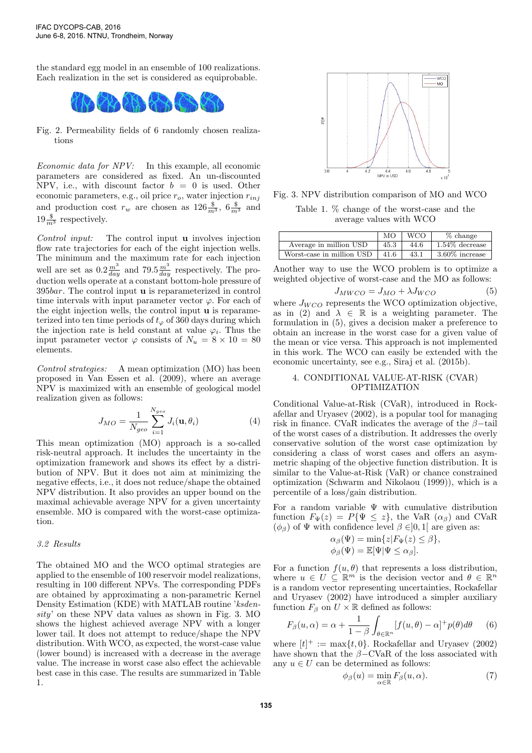the standard egg model in an ensemble of 100 realizations. Each realization in the set is considered as equiprobable.

Fig. 2. Permeability fields of 6 randomly chosen realizations

*Economic data for NPV:* In this example, all economic parameters are considered as fixed. An un-discounted NPV, i.e., with discount factor $b = 0$ is used. Other economic parameters, e.g., oil price $r_o$, water injection $r_{inj}$ and production cost $r_w$ are chosen as $126\frac{\$}{m^3}$, $6\frac{\$}{m^3}$ and $19\frac{\$}{m^3}$ respectively.

*Control input:* The control input $\mathbf{u}$ involves injection flow rate trajectories for each of the eight injection wells. The minimum and the maximum rate for each injection well are set as $0.2\frac{m^3}{day}$ and $79.5\frac{m^3}{day}$ respectively. The production wells operate at a constant bottom-hole pressure of $395bar$. The control input $\mathbf{u}$ is reparameterized in control time intervals with input parameter vector $\varphi$. For each of the eight injection wells, the control input $\mathbf{u}$ is reparameterized into ten time periods of $t_\varphi$ of 360 days during which the injection rate is held constant at value $\varphi_i$. Thus the input parameter vector $\varphi$ consists of $N_u = 8 \times 10 = 80$ elements.

*Control strategies:* A mean optimization (MO) has been proposed in Van Essen et al. (2009), where an average NPV is maximized with an ensemble of geological model realization given as follows:

$$J_{MO} = \frac{1}{N_{geo}} \sum_{i=1}^{N_{geo}} J_i(\mathbf{u}, \theta_i) \tag{4}$$

This mean optimization (MO) approach is a so-called risk-neutral approach. It includes the uncertainty in the optimization framework and shows its effect by a distribution of NPV. But it does not aim at minimizing the negative effects, i.e., it does not reduce/shape the obtained NPV distribution. It also provides an upper bound on the maximal achievable average NPV for a given uncertainty ensemble. MO is compared with the worst-case optimization.

### 3.2 Results

The obtained MO and the WCO optimal strategies are applied to the ensemble of 100 reservoir model realizations, resulting in 100 different NPVs. The corresponding PDFs are obtained by approximating a non-parametric Kernel Density Estimation (KDE) with MATLAB routine '*ksdensity*' on these NPV data values as shown in Fig. 3. MO shows the highest achieved average NPV with a longer lower tail. It does not attempt to reduce/shape the NPV distribution. With WCO, as expected, the worst-case value (lower bound) is increased with a decrease in the average value. The increase in worst case also effect the achievable best case in this case. The results are summarized in Table 1.

Fig. 3. NPV distribution comparison of MO and WCO

Table 1. % change of the worst-case and the average values with WCO

| | MO | WCO | % change |
|---|---|---|---|
| Average in million USD | 45.3 | 44.6 | 1.54% decrease |
| Worst-case in million USD | 41.6 | 43.1 | 3.60% increase |

Another way to use the WCO problem is to optimize a weighted objective of worst-case and the MO as follows:

$$J_{MWCO} = J_{MO} + \lambda J_{WCO} \tag{5}$$

where $J_{WCO}$ represents the WCO optimization objective, as in (2) and $\lambda \in \mathbb{R}$ is a weighting parameter. The formulation in (5), gives a decision maker a preference to obtain an increase in the worst case for a given value of the mean or vice versa. This approach is not implemented in this work. The WCO can easily be extended with the economic uncertainty, see e.g., Siraj et al. (2015b).

## 4. CONDITIONAL VALUE-AT-RISK (CVAR) OPTIMIZATION

Conditional Value-at-Risk (CVaR), introduced in Rockafellar and Uryasev (2002), is a popular tool for managing risk in finance. CVaR indicates the average of the $\beta-$tail of the worst cases of a distribution. It addresses the overly conservative solution of the worst case optimization by considering a class of worst cases and offers an asymmetric shaping of the objective function distribution. It is similar to the Value-at-Risk (VaR) or chance constrained optimization (Schwarm and Nikolaou (1999)), which is a percentile of a loss/gain distribution.

For a random variable $\Psi$ with cumulative distribution function $F_\Psi(z) = P\{\Psi \leq z\}$, the VaR ($\alpha_\beta$) and CVaR ($\phi_\beta$) of $\Psi$ with confidence level $\beta \in ]0, 1[$ are given as:

$$\alpha_\beta(\Psi) = \min\{z | F_\Psi(z) \leq \beta\},$$
$$\phi_\beta(\Psi) = \mathbb{E}[\Psi | \Psi \leq \alpha_\beta].$$

For a function $f(u, \theta)$ that represents a loss distribution, where $u \in U \subseteq \mathbb{R}^m$ is the decision vector and $\theta \in \mathbb{R}^n$ is a random vector representing uncertainties, Rockafellar and Uryasev (2002) have introduced a simpler auxiliary function $F_\beta$ on $U \times \mathbb{R}$ defined as follows:

$$F_\beta(u, \alpha) = \alpha + \frac{1}{1-\beta} \int_{\theta \in \mathbb{R}^n} [f(u, \theta) - \alpha]^+ p(\theta) d\theta \tag{6}$$

where $[t]^+ := \max\{t, 0\}$. Rockafellar and Uryasev (2002) have shown that the $\beta-$CVaR of the loss associated with any $u \in U$ can be determined as follows:

$$\phi_\beta(u) = \min_{\alpha \in \mathbb{R}} F_\beta(u, \alpha). \tag{7}$$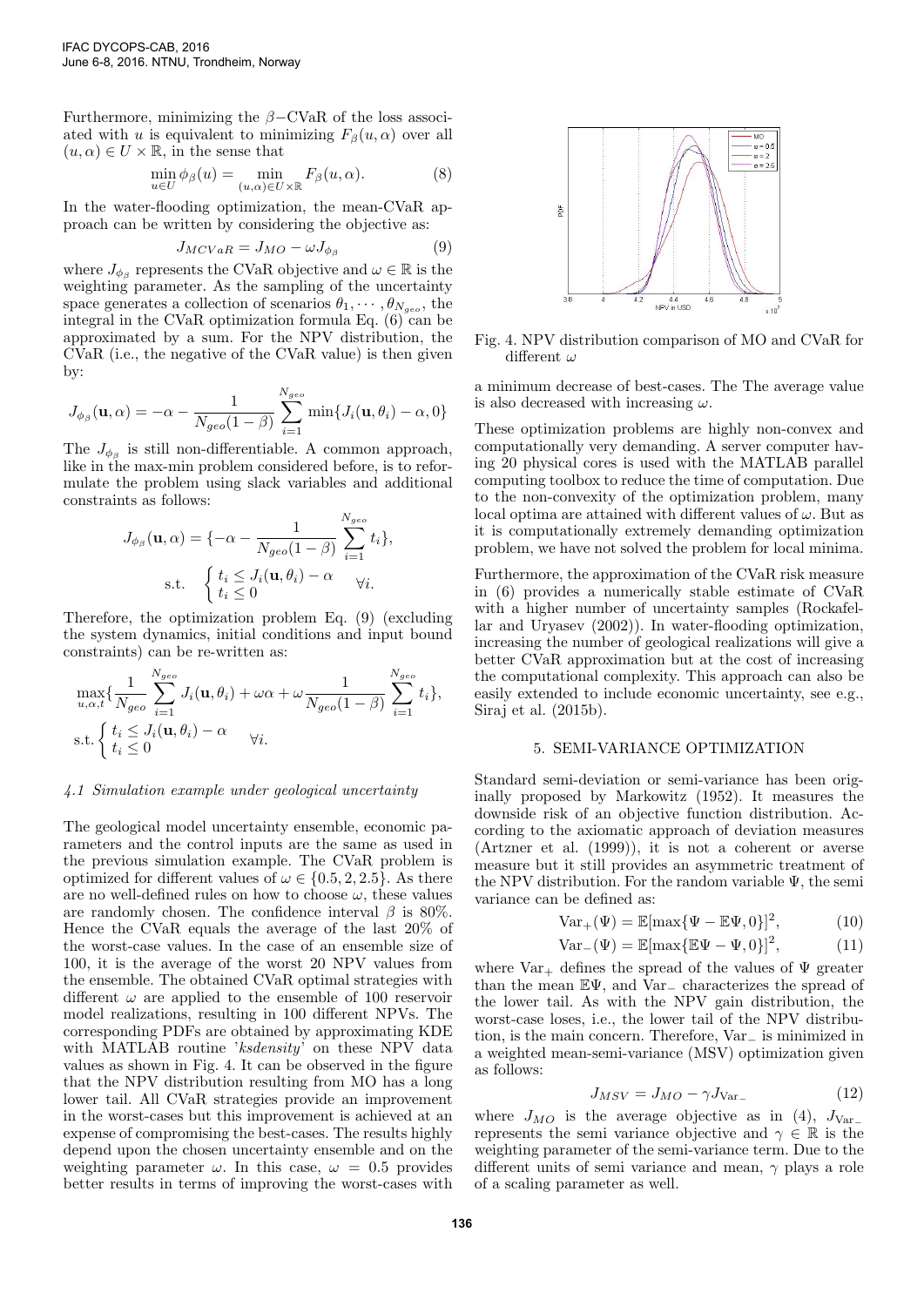Furthermore, minimizing the $\beta-$CVaR of the loss associated with $u$ is equivalent to minimizing $F_\beta(u,\alpha)$ over all $(u,\alpha)\in U\times\mathbb{R}$, in the sense that

$$\min_{u\in U}\phi_\beta(u)=\min_{(u,\alpha)\in U\times\mathbb{R}}F_\beta(u,\alpha). \tag{8}$$

In the water-flooding optimization, the mean-CVaR approach can be written by considering the objective as:

$$J_{MCVaR}=J_{MO}-\omega J_{\phi_\beta} \tag{9}$$

where $J_{\phi_\beta}$ represents the CVaR objective and $\omega\in\mathbb{R}$ is the weighting parameter. As the sampling of the uncertainty space generates a collection of scenarios $\theta_1,\cdots,\theta_{N_{geo}}$, the integral in the CVaR optimization formula Eq. (6) can be approximated by a sum. For the NPV distribution, the CVaR (i.e., the negative of the CVaR value) is then given by:

$$J_{\phi_\beta}(\mathbf{u},\alpha)=-\alpha-\frac{1}{N_{geo}(1-\beta)}\sum_{i=1}^{N_{geo}}\min\{J_i(\mathbf{u},\theta_i)-\alpha,0\}$$

The $J_{\phi_\beta}$ is still non-differentiable. A common approach, like in the max-min problem considered before, is to reformulate the problem using slack variables and additional constraints as follows:

$$J_{\phi_\beta}(\mathbf{u},\alpha)=\{-\alpha-\frac{1}{N_{geo}(1-\beta)}\sum_{i=1}^{N_{geo}}t_i\},$$
$$\text{s.t.}\quad\begin{cases}t_i\le J_i(\mathbf{u},\theta_i)-\alpha\\ t_i\le 0\end{cases}\quad\forall i.$$

Therefore, the optimization problem Eq. (9) (excluding the system dynamics, initial conditions and input bound constraints) can be re-written as:

$$\max_{u,\alpha,t}\{\frac{1}{N_{geo}}\sum_{i=1}^{N_{geo}}J_i(\mathbf{u},\theta_i)+\omega\alpha+\omega\frac{1}{N_{geo}(1-\beta)}\sum_{i=1}^{N_{geo}}t_i\},$$
$$\text{s.t.}\begin{cases}t_i\le J_i(\mathbf{u},\theta_i)-\alpha\\ t_i\le 0\end{cases}\quad\forall i.$$

### *4.1 Simulation example under geological uncertainty*

The geological model uncertainty ensemble, economic parameters and the control inputs are the same as used in the previous simulation example. The CVaR problem is optimized for different values of $\omega\in\{0.5,2,2.5\}$. As there are no well-defined rules on how to choose $\omega$, these values are randomly chosen. The confidence interval $\beta$ is 80%. Hence the CVaR equals the average of the last 20% of the worst-case values. In the case of an ensemble size of 100, it is the average of the worst 20 NPV values from the ensemble. The obtained CVaR optimal strategies with different $\omega$ are applied to the ensemble of 100 reservoir model realizations, resulting in 100 different NPVs. The corresponding PDFs are obtained by approximating KDE with MATLAB routine '*ksdensity*' on these NPV data values as shown in Fig. 4. It can be observed in the figure that the NPV distribution resulting from MO has a long lower tail. All CVaR strategies provide an improvement in the worst-cases but this improvement is achieved at an expense of compromising the best-cases. The results highly depend upon the chosen uncertainty ensemble and on the weighting parameter $\omega$. In this case, $\omega=0.5$ provides better results in terms of improving the worst-cases with a minimum decrease of best-cases. The The average value is also decreased with increasing $\omega$.

Fig. 4. NPV distribution comparison of MO and CVaR for different $\omega$

These optimization problems are highly non-convex and computationally very demanding. A server computer having 20 physical cores is used with the MATLAB parallel computing toolbox to reduce the time of computation. Due to the non-convexity of the optimization problem, many local optima are attained with different values of $\omega$. But as it is computationally extremely demanding optimization problem, we have not solved the problem for local minima.

Furthermore, the approximation of the CVaR risk measure in (6) provides a numerically stable estimate of CVaR with a higher number of uncertainty samples (Rockafellar and Uryasev (2002)). In water-flooding optimization, increasing the number of geological realizations will give a better CVaR approximation but at the cost of increasing the computational complexity. This approach can also be easily extended to include economic uncertainty, see e.g., Siraj et al. (2015b).

## 5. SEMI-VARIANCE OPTIMIZATION

Standard semi-deviation or semi-variance has been originally proposed by Markowitz (1952). It measures the downside risk of an objective function distribution. According to the axiomatic approach of deviation measures (Artzner et al. (1999)), it is not a coherent or averse measure but it still provides an asymmetric treatment of the NPV distribution. For the random variable $\Psi$, the semi variance can be defined as:

$$\text{Var}_+(\Psi)=\mathbb{E}[\max\{\Psi-\mathbb{E}\Psi,0\}]^2, \tag{10}$$

$$\text{Var}_-(\Psi)=\mathbb{E}[\max\{\mathbb{E}\Psi-\Psi,0\}]^2, \tag{11}$$

where $\text{Var}_+$ defines the spread of the values of $\Psi$ greater than the mean $\mathbb{E}\Psi$, and $\text{Var}_-$ characterizes the spread of the lower tail. As with the NPV gain distribution, the worst-case loses, i.e., the lower tail of the NPV distribution, is the main concern. Therefore, $\text{Var}_-$ is minimized in a weighted mean-semi-variance (MSV) optimization given as follows:

$$J_{MSV}=J_{MO}-\gamma J_{\text{Var}_-} \tag{12}$$

where $J_{MO}$ is the average objective as in (4), $J_{\text{Var}_-}$ represents the semi variance objective and $\gamma\in\mathbb{R}$ is the weighting parameter of the semi-variance term. Due to the different units of semi variance and mean, $\gamma$ plays a role of a scaling parameter as well.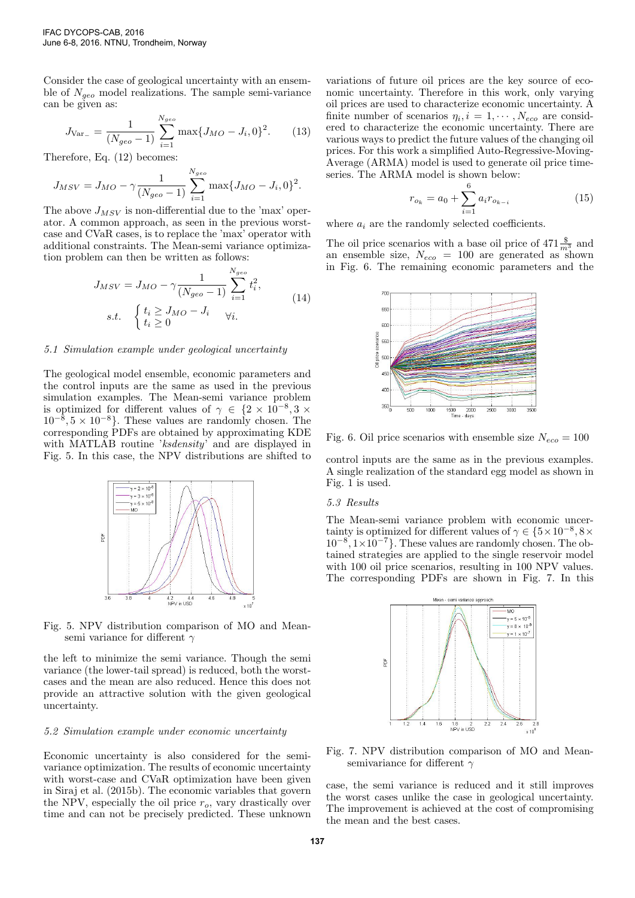Consider the case of geological uncertainty with an ensemble of $N_{geo}$ model realizations. The sample semi-variance can be given as:

$$J_{\text{Var}_-} = \frac{1}{(N_{geo}-1)} \sum_{i=1}^{N_{geo}} \max\{J_{MO} - J_i, 0\}^2. \tag{13}$$

Therefore, Eq. (12) becomes:

$$J_{MSV} = J_{MO} - \gamma \frac{1}{(N_{geo}-1)} \sum_{i=1}^{N_{geo}} \max\{J_{MO} - J_i, 0\}^2.$$

The above $J_{MSV}$ is non-differential due to the 'max' operator. A common approach, as seen in the previous worst-case and CVaR cases, is to replace the 'max' operator with additional constraints. The Mean-semi variance optimization problem can then be written as follows:

$$\begin{aligned} J_{MSV} &= J_{MO} - \gamma \frac{1}{(N_{geo}-1)} \sum_{i=1}^{N_{geo}} t_i^2, \\ s.t. \quad & \begin{cases} t_i \geq J_{MO} - J_i \\ t_i \geq 0 \end{cases} \quad \forall i. \end{aligned} \tag{14}$$

### 5.1 Simulation example under geological uncertainty

The geological model ensemble, economic parameters and the control inputs are the same as used in the previous simulation examples. The Mean-semi variance problem is optimized for different values of $\gamma \in \{2 \times 10^{-8}, 3 \times 10^{-8}, 5 \times 10^{-8}\}$. These values are randomly chosen. The corresponding PDFs are obtained by approximating KDE with MATLAB routine '*ksdensity*' and are displayed in Fig. 5. In this case, the NPV distributions are shifted to the left to minimize the semi variance. Though the semi variance (the lower-tail spread) is reduced, both the worst-cases and the mean are also reduced. Hence this does not provide an attractive solution with the given geological uncertainty.

Fig. 5. NPV distribution comparison of MO and Mean-semi variance for different $\gamma$

### 5.2 Simulation example under economic uncertainty

Economic uncertainty is also considered for the semi-variance optimization. The results of economic uncertainty with worst-case and CVaR optimization have been given in Siraj et al. (2015b). The economic variables that govern the NPV, especially the oil price $r_o$, vary drastically over time and can not be precisely predicted. These unknown variations of future oil prices are the key source of economic uncertainty. Therefore in this work, only varying oil prices are used to characterize economic uncertainty. A finite number of scenarios $\eta_i, i = 1, \cdots, N_{eco}$ are considered to characterize the economic uncertainty. There are various ways to predict the future values of the changing oil prices. For this work a simplified Auto-Regressive-Moving-Average (ARMA) model is used to generate oil price time-series. The ARMA model is shown below:

$$r_{o_k} = a_0 + \sum_{i=1}^{6} a_i r_{o_{k-i}} \tag{15}$$

where $a_i$ are the randomly selected coefficients.

The oil price scenarios with a base oil price of $471 \frac{\$}{m^3}$ and an ensemble size, $N_{eco} = 100$ are generated as shown in Fig. 6. The remaining economic parameters and the control inputs are the same as in the previous examples. A single realization of the standard egg model as shown in Fig. 1 is used.

Fig. 6. Oil price scenarios with ensemble size $N_{eco} = 100$

### 5.3 Results

The Mean-semi variance problem with economic uncertainty is optimized for different values of $\gamma \in \{5 \times 10^{-8}, 8 \times 10^{-8}, 1 \times 10^{-7}\}$. These values are randomly chosen. The obtained strategies are applied to the single reservoir model with 100 oil price scenarios, resulting in 100 NPV values. The corresponding PDFs are shown in Fig. 7. In this case, the semi variance is reduced and it still improves the worst cases unlike the case in geological uncertainty. The improvement is achieved at the cost of compromising the mean and the best cases.

Fig. 7. NPV distribution comparison of MO and Mean-semivariance for different $\gamma$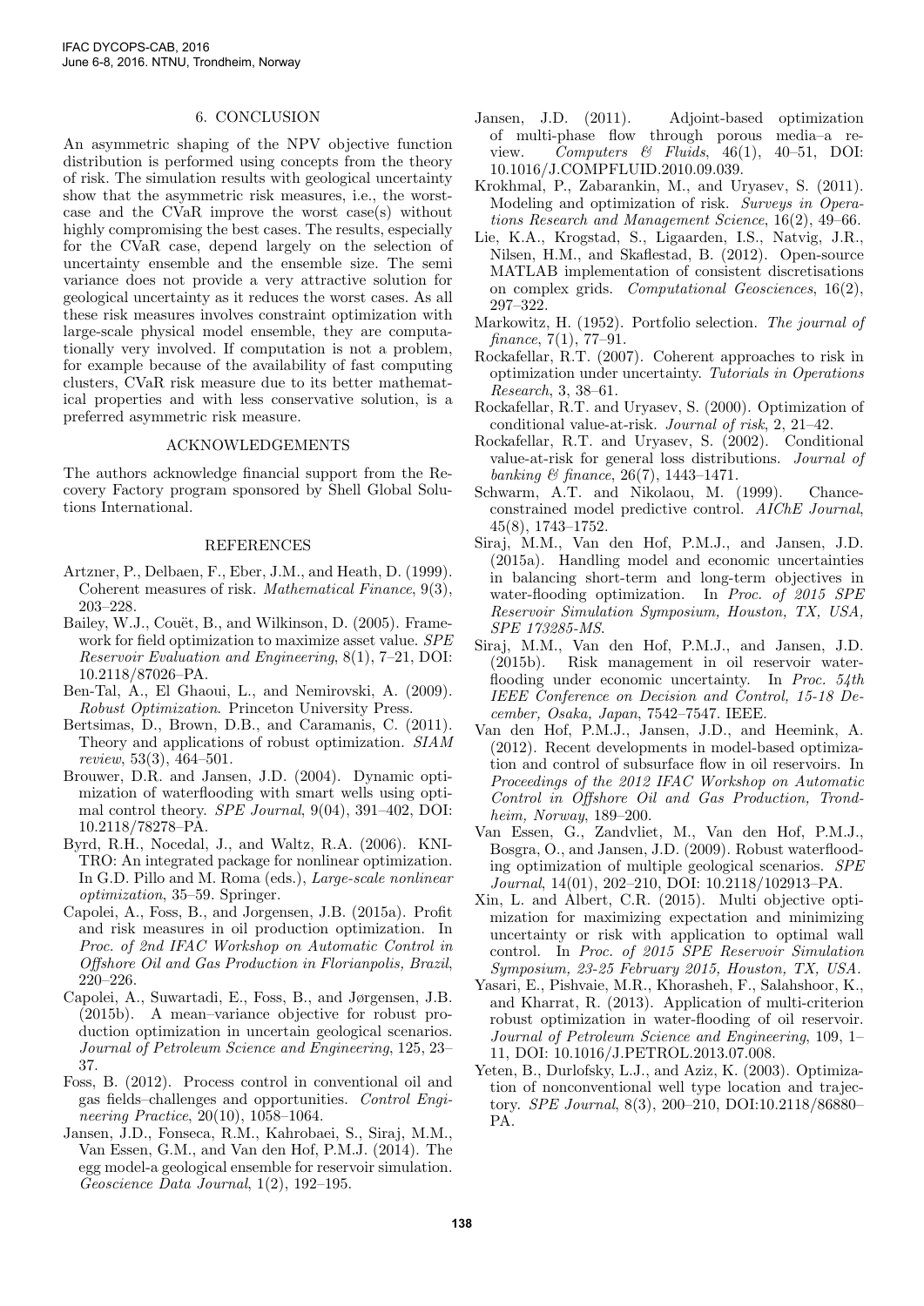## 6. CONCLUSION

An asymmetric shaping of the NPV objective function distribution is performed using concepts from the theory of risk. The simulation results with geological uncertainty show that the asymmetric risk measures, i.e., the worst-case and the CVaR improve the worst case(s) without highly compromising the best cases. The results, especially for the CVaR case, depend largely on the selection of uncertainty ensemble and the ensemble size. The semi variance does not provide a very attractive solution for geological uncertainty as it reduces the worst cases. As all these risk measures involves constraint optimization with large-scale physical model ensemble, they are computationally very involved. If computation is not a problem, for example because of the availability of fast computing clusters, CVaR risk measure due to its better mathematical properties and with less conservative solution, is a preferred asymmetric risk measure.

## ACKNOWLEDGEMENTS

The authors acknowledge financial support from the Recovery Factory program sponsored by Shell Global Solutions International.

## REFERENCES

Artzner, P., Delbaen, F., Eber, J.M., and Heath, D. (1999). Coherent measures of risk. *Mathematical Finance*, 9(3), 203–228.

Bailey, W.J., Couët, B., and Wilkinson, D. (2005). Framework for field optimization to maximize asset value. *SPE Reservoir Evaluation and Engineering*, 8(1), 7–21, DOI: 10.2118/87026–PA.

Ben-Tal, A., El Ghaoui, L., and Nemirovski, A. (2009). *Robust Optimization*. Princeton University Press.

Bertsimas, D., Brown, D.B., and Caramanis, C. (2011). Theory and applications of robust optimization. *SIAM review*, 53(3), 464–501.

Brouwer, D.R. and Jansen, J.D. (2004). Dynamic optimization of waterflooding with smart wells using optimal control theory. *SPE Journal*, 9(04), 391–402, DOI: 10.2118/78278–PA.

Byrd, R.H., Nocedal, J., and Waltz, R.A. (2006). KNITRO: An integrated package for nonlinear optimization. In G.D. Pillo and M. Roma (eds.), *Large-scale nonlinear optimization*, 35–59. Springer.

Capolei, A., Foss, B., and Jorgensen, J.B. (2015a). Profit and risk measures in oil production optimization. In *Proc. of 2nd IFAC Workshop on Automatic Control in Offshore Oil and Gas Production in Florianpolis, Brazil*, 220–226.

Capolei, A., Suwartadi, E., Foss, B., and Jørgensen, J.B. (2015b). A mean–variance objective for robust production optimization in uncertain geological scenarios. *Journal of Petroleum Science and Engineering*, 125, 23–37.

Foss, B. (2012). Process control in conventional oil and gas fields–challenges and opportunities. *Control Engineering Practice*, 20(10), 1058–1064.

Jansen, J.D., Fonseca, R.M., Kahrobaei, S., Siraj, M.M., Van Essen, G.M., and Van den Hof, P.M.J. (2014). The egg model-a geological ensemble for reservoir simulation. *Geoscience Data Journal*, 1(2), 192–195.

Jansen, J.D. (2011). Adjoint-based optimization of multi-phase flow through porous media–a review. *Computers & Fluids*, 46(1), 40–51, DOI: 10.1016/J.COMPFLUID.2010.09.039.

Krokhmal, P., Zabarankin, M., and Uryasev, S. (2011). Modeling and optimization of risk. *Surveys in Operations Research and Management Science*, 16(2), 49–66.

Lie, K.A., Krogstad, S., Ligaarden, I.S., Natvig, J.R., Nilsen, H.M., and Skaflestad, B. (2012). Open-source MATLAB implementation of consistent discretisations on complex grids. *Computational Geosciences*, 16(2), 297–322.

Markowitz, H. (1952). Portfolio selection. *The journal of finance*, 7(1), 77–91.

Rockafellar, R.T. (2007). Coherent approaches to risk in optimization under uncertainty. *Tutorials in Operations Research*, 3, 38–61.

Rockafellar, R.T. and Uryasev, S. (2000). Optimization of conditional value-at-risk. *Journal of risk*, 2, 21–42.

Rockafellar, R.T. and Uryasev, S. (2002). Conditional value-at-risk for general loss distributions. *Journal of banking & finance*, 26(7), 1443–1471.

Schwarm, A.T. and Nikolaou, M. (1999). Chance-constrained model predictive control. *AIChE Journal*, 45(8), 1743–1752.

Siraj, M.M., Van den Hof, P.M.J., and Jansen, J.D. (2015a). Handling model and economic uncertainties in balancing short-term and long-term objectives in water-flooding optimization. In *Proc. of 2015 SPE Reservoir Simulation Symposium, Houston, TX, USA, SPE 173285-MS*.

Siraj, M.M., Van den Hof, P.M.J., and Jansen, J.D. (2015b). Risk management in oil reservoir water-flooding under economic uncertainty. In *Proc. 54th IEEE Conference on Decision and Control, 15-18 December, Osaka, Japan*, 7542–7547. IEEE.

Van den Hof, P.M.J., Jansen, J.D., and Heemink, A. (2012). Recent developments in model-based optimization and control of subsurface flow in oil reservoirs. In *Proceedings of the 2012 IFAC Workshop on Automatic Control in Offshore Oil and Gas Production, Trondheim, Norway*, 189–200.

Van Essen, G., Zandvliet, M., Van den Hof, P.M.J., Bosgra, O., and Jansen, J.D. (2009). Robust waterflooding optimization of multiple geological scenarios. *SPE Journal*, 14(01), 202–210, DOI: 10.2118/102913–PA.

Xin, L. and Albert, C.R. (2015). Multi objective optimization for maximizing expectation and minimizing uncertainty or risk with application to optimal wall control. In *Proc. of 2015 SPE Reservoir Simulation Symposium, 23-25 February 2015, Houston, TX, USA*.

Yasari, E., Pishvaie, M.R., Khorasheh, F., Salahshoor, K., and Kharrat, R. (2013). Application of multi-criterion robust optimization in water-flooding of oil reservoir. *Journal of Petroleum Science and Engineering*, 109, 1–11, DOI: 10.1016/J.PETROL.2013.07.008.

Yeten, B., Durlofsky, L.J., and Aziz, K. (2003). Optimization of nonconventional well type location and trajectory. *SPE Journal*, 8(3), 200–210, DOI:10.2118/86880–PA.